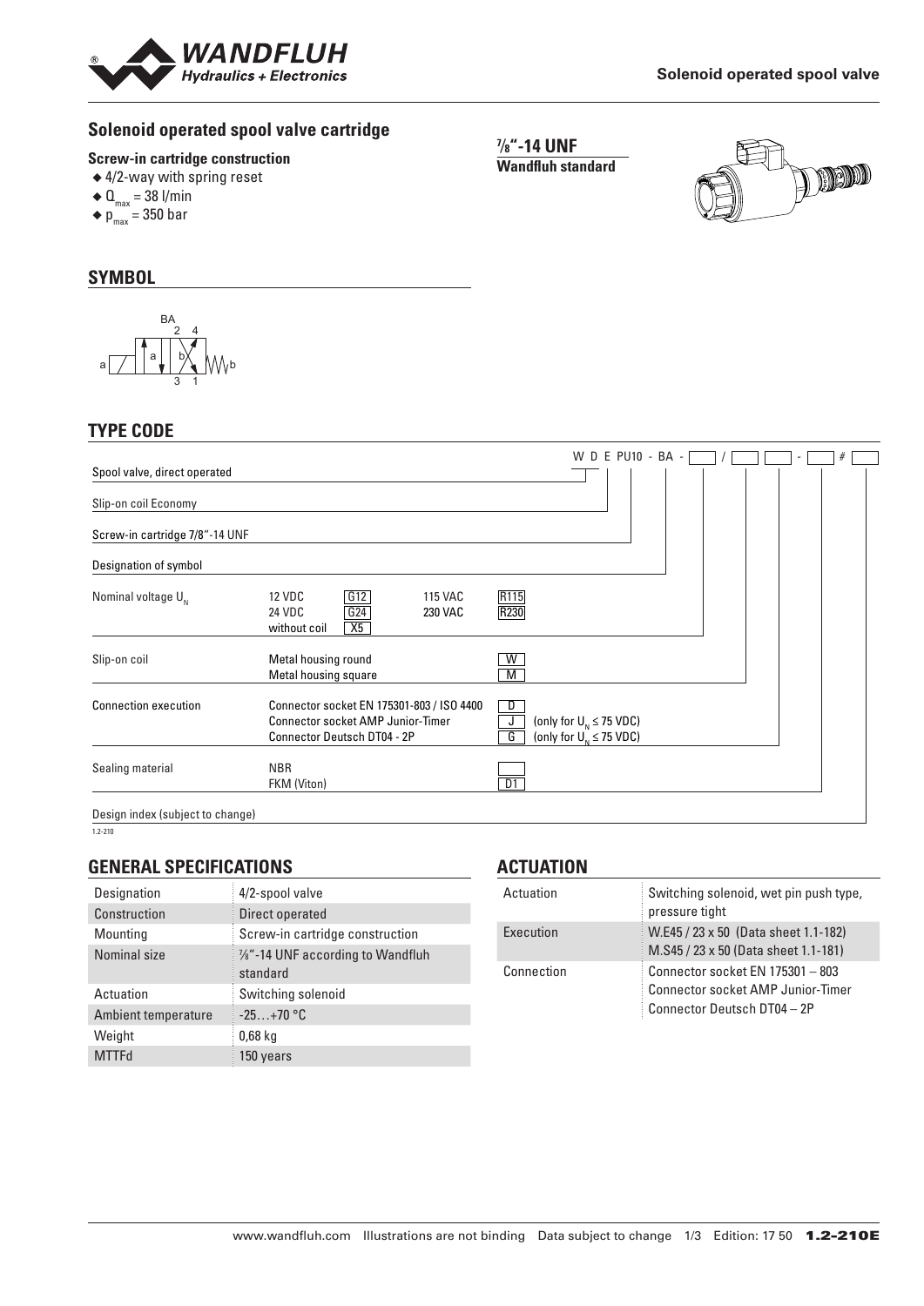## Solenoid operated spool valve cartridge

**Screw-in cartridge construction**

- 4/2-way with spring reset
- $Q_{max}$ = 38 l/min
- $p_{max}$ = 350 bar

**⅞"-14 UNF**
**Wandfluh standard**

## SYMBOL

BA
2 4
a a b b
3 1

## TYPE CODE

W D E PU10 - BA - [ ] / [ ] [ ] - [ ] # [ ]

| | | | |
|---|---|---|---|
| Spool valve, direct operated | | | |
| Slip-on coil Economy | | | |
| Screw-in cartridge 7/8"-14 UNF | | | |
| Designation of symbol | | | |
| Nominal voltage $U_N$ | 12 VDC G12<br>24 VDC G24<br>without coil X5 | 115 VAC R115<br>230 VAC R230 | |
| Slip-on coil | Metal housing round<br>Metal housing square | W<br>M | |
| Connection execution | Connector socket EN 175301-803 / ISO 4400<br>Connector socket AMP Junior-Timer<br>Connector Deutsch DT04 - 2P | D<br>J<br>G | <br>(only for $U_N \leq$ 75 VDC)<br>(only for $U_N \leq$ 75 VDC) |
| Sealing material | NBR<br>FKM (Viton) | <br>D1 | |
| Design index (subject to change) | | | |

1.2-210

## GENERAL SPECIFICATIONS

| | |
|---|---|
| Designation | 4/2-spool valve |
| Construction | Direct operated |
| Mounting | Screw-in cartridge construction |
| Nominal size | ⅞"-14 UNF according to Wandfluh standard |
| Actuation | Switching solenoid |
| Ambient temperature | -25…+70 °C |
| Weight | 0,68 kg |
| MTTFd | 150 years |

## ACTUATION

| | |
|---|---|
| Actuation | Switching solenoid, wet pin push type, pressure tight |
| Execution | W.E45 / 23 x 50 (Data sheet 1.1-182)<br>M.S45 / 23 x 50 (Data sheet 1.1-181) |
| Connection | Connector socket EN 175301 – 803<br>Connector socket AMP Junior-Timer<br>Connector Deutsch DT04 – 2P |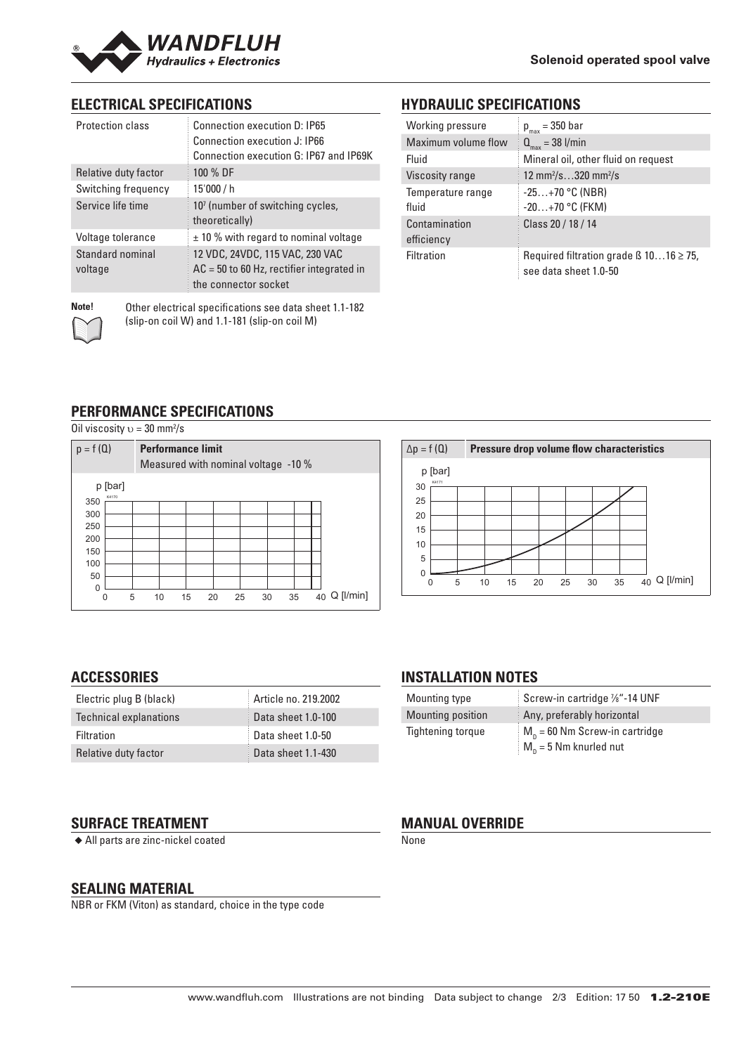## ELECTRICAL SPECIFICATIONS

| | |
|---|---|
| Protection class | Connection execution D: IP65<br>Connection execution J: IP66<br>Connection execution G: IP67 and IP69K |
| Relative duty factor | 100 % DF |
| Switching frequency | 15'000 / h |
| Service life time | $10^7$ (number of switching cycles, theoretically) |
| Voltage tolerance | ± 10 % with regard to nominal voltage |
| Standard nominal voltage | 12 VDC, 24VDC, 115 VAC, 230 VAC<br>AC = 50 to 60 Hz, rectifier integrated in the connector socket |

**Note!** Other electrical specifications see data sheet 1.1-182 (slip-on coil W) and 1.1-181 (slip-on coil M)

## HYDRAULIC SPECIFICATIONS

| | |
|---|---|
| Working pressure | $p_{max}$ = 350 bar |
| Maximum volume flow | $Q_{max}$ = 38 l/min |
| Fluid | Mineral oil, other fluid on request |
| Viscosity range | 12 mm²/s…320 mm²/s |
| Temperature range fluid | -25…+70 °C (NBR)<br>-20…+70 °C (FKM) |
| Contamination efficiency | Class 20 / 18 / 14 |
| Filtration | Required filtration grade ß 10…16 ≥ 75, see data sheet 1.0-50 |

## PERFORMANCE SPECIFICATIONS

Oil viscosity $\upsilon$ = 30 mm²/s

p = f (Q) **Performance limit**
Measured with nominal voltage -10 %

p [bar]
K4170
350
300
250
200
150
100
50
0
0 5 10 15 20 25 30 35 40 Q [l/min]

Δp = f (Q) **Pressure drop volume flow characteristics**

p [bar]
K4171
30
25
20
15
10
5
0
0 5 10 15 20 25 30 35 40 Q [l/min]

## ACCESSORIES

| | |
|---|---|
| Electric plug B (black) | Article no. 219.2002 |
| Technical explanations | Data sheet 1.0-100 |
| Filtration | Data sheet 1.0-50 |
| Relative duty factor | Data sheet 1.1-430 |

## INSTALLATION NOTES

| | |
|---|---|
| Mounting type | Screw-in cartridge ⅞"-14 UNF |
| Mounting position | Any, preferably horizontal |
| Tightening torque | $M_D$ = 60 Nm Screw-in cartridge<br>$M_D$ = 5 Nm knurled nut |

## SURFACE TREATMENT

- All parts are zinc-nickel coated

## MANUAL OVERRIDE

None

## SEALING MATERIAL

NBR or FKM (Viton) as standard, choice in the type code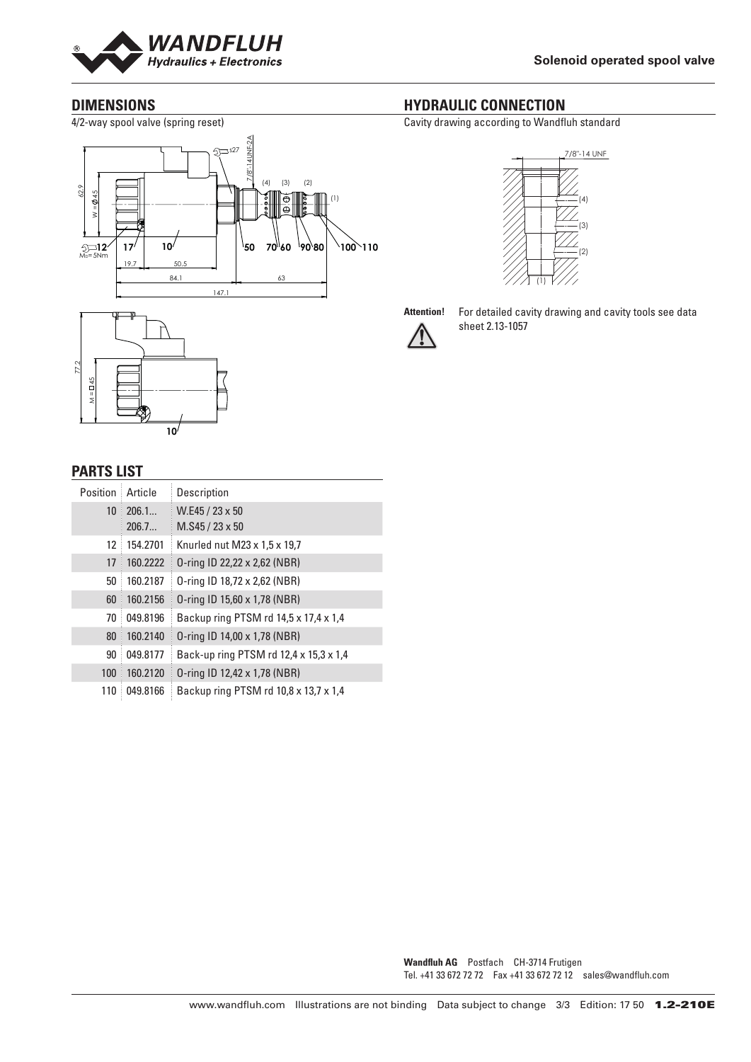## DIMENSIONS

4/2-way spool valve (spring reset)

## HYDRAULIC CONNECTION

Cavity drawing according to Wandfluh standard

**Attention!** For detailed cavity drawing and cavity tools see data sheet 2.13-1057

## PARTS LIST

| Position | Article | Description |
|---|---|---|
| 10 | 206.1...<br>206.7... | W.E45 / 23 x 50<br>M.S45 / 23 x 50 |
| 12 | 154.2701 | Knurled nut M23 x 1,5 x 19,7 |
| 17 | 160.2222 | O-ring ID 22,22 x 2,62 (NBR) |
| 50 | 160.2187 | O-ring ID 18,72 x 2,62 (NBR) |
| 60 | 160.2156 | O-ring ID 15,60 x 1,78 (NBR) |
| 70 | 049.8196 | Backup ring PTSM rd 14,5 x 17,4 x 1,4 |
| 80 | 160.2140 | O-ring ID 14,00 x 1,78 (NBR) |
| 90 | 049.8177 | Back-up ring PTSM rd 12,4 x 15,3 x 1,4 |
| 100 | 160.2120 | O-ring ID 12,42 x 1,78 (NBR) |
| 110 | 049.8166 | Backup ring PTSM rd 10,8 x 13,7 x 1,4 |

**Wandfluh AG** Postfach CH-3714 Frutigen
Tel. +41 33 672 72 72 Fax +41 33 672 72 12 sales@wandfluh.com